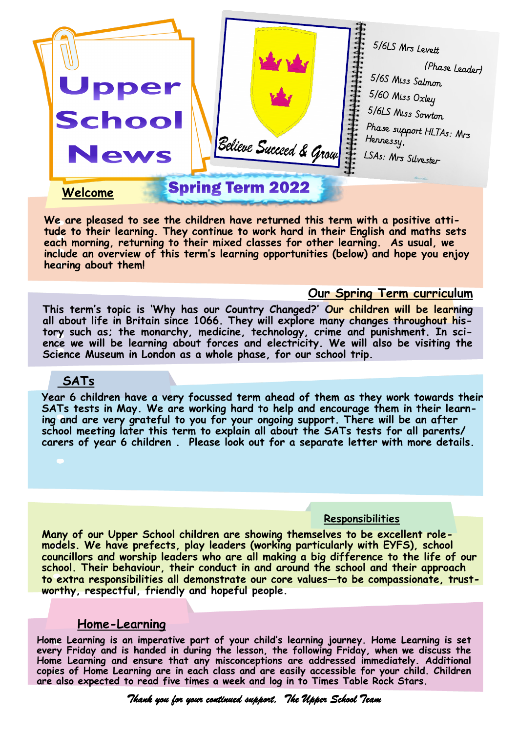# Upper School News

## Spring Term 2022

Believe Succeed & Grow

5/6LS Mrs Levett (Phase Leader)

5/6S Miss Salmon

5/6O Miss Oxley

5/6LS Miss Sowton

Phase support HLTAs: Mrs Hennessy,

LSAs: Mrs Silvester

## Welcome

**We are pleased to see the children have returned this term with a positive attitude to their learning. They continue to work hard in their English and maths sets each morning, returning to their mixed classes for other learning. As usual, we include an overview of this term's learning opportunities (below) and hope you enjoy hearing about them!**

## Our Spring Term curriculum

**This term's topic is 'Why has our Country Changed?' Our children will be learning all about life in Britain since 1066. They will explore many changes throughout history such as; the monarchy, medicine, technology, crime and punishment. In science we will be learning about forces and electricity. We will also be visiting the Science Museum in London as a whole phase, for our school trip.**

## SATs

**Year 6 children have a very focussed term ahead of them as they work towards their SATs tests in May. We are working hard to help and encourage them in their learning and are very grateful to you for your ongoing support. There will be an after school meeting later this term to explain all about the SATs tests for all parents/ carers of year 6 children . Please look out for a separate letter with more details.**

## Responsibilities

**Many of our Upper School children are showing themselves to be excellent role-models. We have prefects, play leaders (working particularly with EYFS), school councillors and worship leaders who are all making a big difference to the life of our school. Their behaviour, their conduct in and around the school and their approach to extra responsibilities all demonstrate our core values—to be compassionate, trustworthy, respectful, friendly and hopeful people.**

## Home-Learning

**Home Learning is an imperative part of your child's learning journey. Home Learning is set every Friday and is handed in during the lesson, the following Friday, when we discuss the Home Learning and ensure that any misconceptions are addressed immediately. Additional copies of Home Learning are in each class and are easily accessible for your child. Children are also expected to read five times a week and log in to Times Table Rock Stars.**

*Thank you for your continued support, The Upper School Team*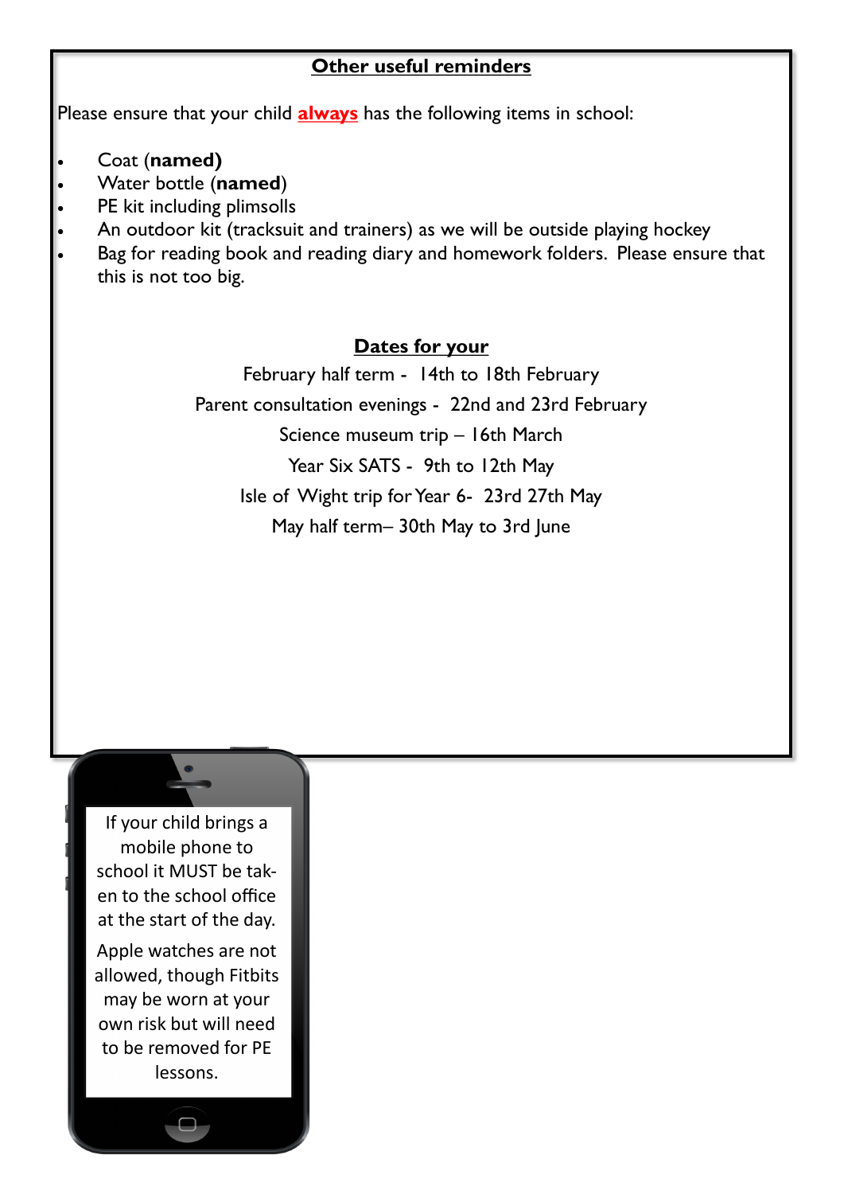## Other useful reminders

Please ensure that your child **always** has the following items in school:

- Coat (**named)**
- Water bottle (**named**)
- PE kit including plimsolls
- An outdoor kit (tracksuit and trainers) as we will be outside playing hockey
- Bag for reading book and reading diary and homework folders. Please ensure that this is not too big.

## Dates for your

February half term - 14th to 18th February

Parent consultation evenings - 22nd and 23rd February

Science museum trip – 16th March

Year Six SATS - 9th to 12th May

Isle of Wight trip for Year 6- 23rd 27th May

May half term– 30th May to 3rd June

If your child brings a mobile phone to school it MUST be taken to the school office at the start of the day.

Apple watches are not allowed, though Fitbits may be worn at your own risk but will need to be removed for PE lessons.